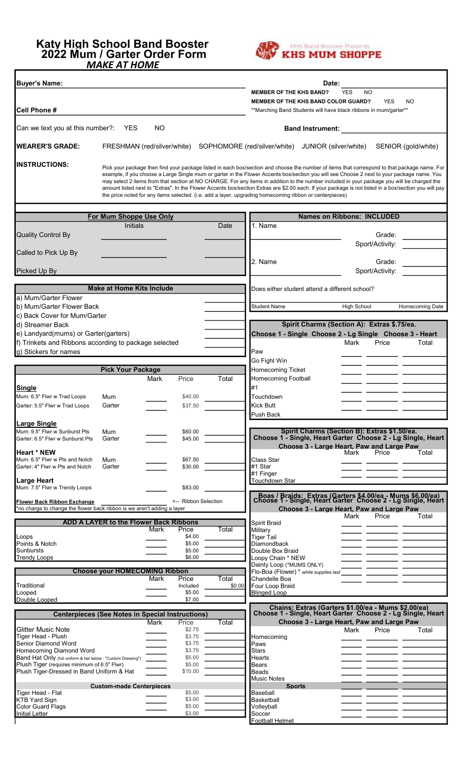# Katy High School Band Booster 2022 Mum / Garter Order Form

***MAKE AT HOME***

KHS Band Booster Presents **KHS MUM SHOPPE**

**Buyer's Name:**

**Date:**

**MEMBER OF THE KHS BAND?** YES NO

**MEMBER OF THE KHS BAND COLOR GUARD?** YES NO

**Marching Band Students will have black ribbons in mum/garter**

**Cell Phone #**

Can we text you at this number?: YES NO

**Band Instrument:**

**WEARER'S GRADE:** FRESHMAN (red/silver/white) SOPHOMORE (red/silver/white) JUNIOR (silver/white) SENIOR (gold/white)

**INSTRUCTIONS:** Pick your package then find your package listed in each box/section and choose the number of items that correspond to that package name. For example, if you choose a Large Single mum or garter in the Flower Accents box/section you will see Choose 2 next to your package name. You may select 2 items from that section at NO CHARGE. For any items in addition to the number included in your package you will be charged the amount listed next to "Extras". In the Flower Accents box/section Extras are $2.00 each. If your package is not listed in a box/section you will pay the price noted for any items selected. (i.e. add a layer, upgrading homecoming ribbon or centerpieces)

| For Mum Shoppe Use Only | Initials | Date |
|---|---|---|
| Quality Control By | | |
| Called to Pick Up By | | |
| Picked Up By | | |

| Make at Home Kits Include | |
|---|---|
| a) Mum/Garter Flower | |
| b) Mum/Garter Flower Back | |
| c) Back Cover for Mum/Garter | |
| d) Streamer Back | |
| e) Landyard(mums) or Garter(garters) | |
| f) Trinkets and Ribbons according to package selected | |
| g) Stickers for names | |

| Pick Your Package | | Mark | Price | Total |
|---|---|---|---|---|
| **Single** | | | | |
| Mum: 6.5" Flwr w Trad Loops | Mum | | $40.00 | |
| Garter: 5.5" Flwr w Trad Loops | Garter | | $37.50 | |
| **Large Single** | | | | |
| Mum: 9.5" Flwr w Sunburst Pts | Mum | | $60.00 | |
| Garter: 6.5" Flwr w Sunburst Pts | Garter | | $45.00 | |
| **Heart * NEW** | | | | |
| Mum: 6.5" Flwr w Pts and Notch | Mum | | $67.50 | |
| Garter: 4" Flwr w Pts and Notch | Garter | | $30.00 | |
| **Large Heart** | | | | |
| Mum: 7.5" Flwr w Trendy Loops | | | $83.00 | |
| **Flower Back Ribbon Exchange** | | | <-- Ribbon Selection | |

*no charge to change the flower back ribbon is we aren't adding a layer

| ADD A LAYER to the Flower Back Ribbons | Mark | Price | Total |
|---|---|---|---|
| Loops | | $4.00 | |
| Points & Notch | | $5.00 | |
| Sunbursts | | $5.00 | |
| Trendy Loops | | $6.00 | |

| Choose your HOMECOMING Ribbon | Mark | Price | Total |
|---|---|---|---|
| Traditional | | Included | $0.00 |
| Looped | | $5.00 | |
| Double Looped | | $7.00 | |

| Centerpieces (See Notes in Special Instructions) | Mark | Price | Total |
|---|---|---|---|
| Glitter Music Note | | $2.75 | |
| Tiger Head - Plush | | $3.75 | |
| Senior Diamond Word | | $3.75 | |
| Homecoming Diamond Word | | $3.75 | |
| Band Hat Only (full uniform & hat below : "Custom Dressing") | | $5.00 | |
| Plush Tiger (requires minimum of 6.5" Flwr) | | $5.00 | |
| Plush Tiger-Dressed in Band Uniform & Hat | | $10.00 | |
| **Custom-made Centerpieces** | | | |
| Tiger Head - Flat | | $5.00 | |
| KTB Yard Sign | | $3.00 | |
| Color Guard Flags | | $5.00 | |
| Initial Letter | | $3.00 | |

**Names on Ribbons: INCLUDED**

1. Name — Grade: — Sport/Activity:
2. Name — Grade: — Sport/Activity:

Does either student attend a different school?

| Student Name | High School | Homecoming Date |
|---|---|---|
| | | |

**Spirit Charms (Section A): Extras $.75/ea.**
**Choose 1 - Single Choose 2 - Lg Single Choose 3 - Heart**

| | Mark | Price | Total |
|---|---|---|---|
| Paw | | | |
| Go Fight Win | | | |
| Homecoming Ticket | | | |
| Homecoming Football | | | |
| #1 | | | |
| Touchdown | | | |
| Kick Butt | | | |
| Push Back | | | |

**Spirit Charms (Section B): Extras $1.50/ea.**
**Choose 1 - Single, Heart Garter Choose 2 - Lg Single, Heart**
**Choose 3 - Large Heart, Paw and Large Paw**

| | Mark | Price | Total |
|---|---|---|---|
| Class Star | | | |
| #1 Star | | | |
| #1 Finger | | | |
| Touchdown Star | | | |

**Boas / Braids: Extras (Garters $4.00/ea - Mums $6.00/ea)**
**Choose 1 - Single, Heart Garter Choose 2 - Lg Single, Heart**
**Choose 3 - Large Heart, Paw and Large Paw**

| | Mark | Price | Total |
|---|---|---|---|
| Spirit Braid | | | |
| Military | | | |
| Tiger Tail | | | |
| Diamondback | | | |
| Double Box Braid | | | |
| Loopy Chain * NEW | | | |
| Dainty Loop (*MUMS ONLY) | | | |
| Flo-Boa (Flower) * while supplies last | | | |
| Chandelle Boa | | | |
| Four Loop Braid | | | |
| Blinged Loop | | | |

**Chains: Extras (Garters $1.00/ea - Mums $2.00/ea)**
**Choose 1 - Single, Heart Garter Choose 2 - Lg Single, Heart**
**Choose 3 - Large Heart, Paw and Large Paw**

| | Mark | Price | Total |
|---|---|---|---|
| Homecoming | | | |
| Paws | | | |
| Stars | | | |
| Hearts | | | |
| Bears | | | |
| Beads | | | |
| Music Notes | | | |
| **Sports** | | | |
| Baseball | | | |
| Basketball | | | |
| Volleyball | | | |
| Soccer | | | |
| Football Helmet | | | |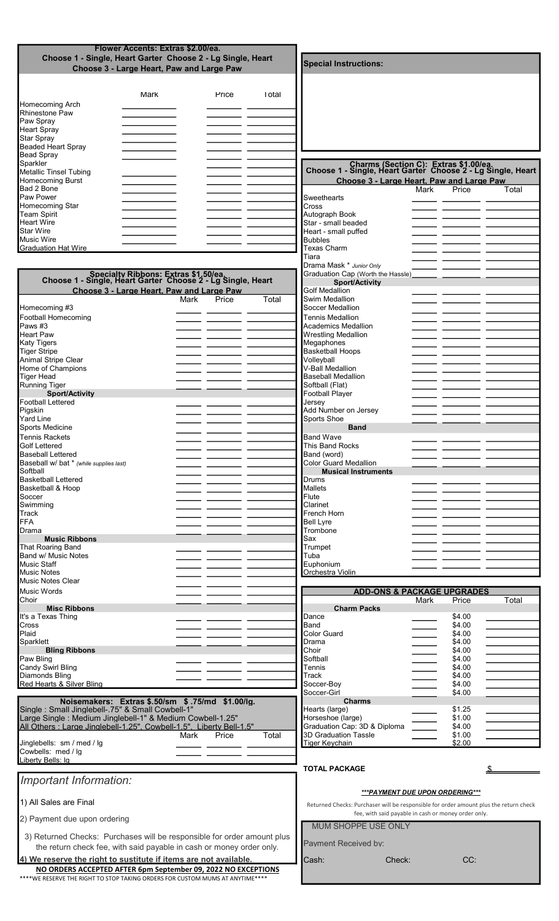## Flower Accents: Extras $2.00/ea.

Choose 1 - Single, Heart Garter Choose 2 - Lg Single, Heart
Choose 3 - Large Heart, Paw and Large Paw

| | Mark | Price | Total |
|---|---|---|---|
| Homecoming Arch | | | |
| Rhinestone Paw | | | |
| Paw Spray | | | |
| Heart Spray | | | |
| Star Spray | | | |
| Beaded Heart Spray | | | |
| Bead Spray | | | |
| Sparkler | | | |
| Metallic Tinsel Tubing | | | |
| Homecoming Burst | | | |
| Bad 2 Bone | | | |
| Paw Power | | | |
| Homecoming Star | | | |
| Team Spirit | | | |
| Heart Wire | | | |
| Star Wire | | | |
| Music Wire | | | |
| Graduation Hat Wire | | | |

## Specialty Ribbons: Extras $1.50/ea.

Choose 1 - Single, Heart Garter Choose 2 - Lg Single, Heart
Choose 3 - Large Heart, Paw and Large Paw

| | Mark | Price | Total |
|---|---|---|---|
| Homecoming #3 | | | |
| Football Homecoming | | | |
| Paws #3 | | | |
| Heart Paw | | | |
| Katy Tigers | | | |
| Tiger Stripe | | | |
| Animal Stripe Clear | | | |
| Home of Champions | | | |
| Tiger Head | | | |
| Running Tiger | | | |
| **Sport/Activity** | | | |
| Football Lettered | | | |
| Pigskin | | | |
| Yard Line | | | |
| Sports Medicine | | | |
| Tennis Rackets | | | |
| Golf Lettered | | | |
| Baseball Lettered | | | |
| Baseball w/ bat * *(while supplies last)* | | | |
| Softball | | | |
| Basketball Lettered | | | |
| Basketball & Hoop | | | |
| Soccer | | | |
| Swimming | | | |
| Track | | | |
| FFA | | | |
| Drama | | | |
| **Music Ribbons** | | | |
| That Roaring Band | | | |
| Band w/ Music Notes | | | |
| Music Staff | | | |
| Music Notes | | | |
| Music Notes Clear | | | |
| Music Words | | | |
| Choir | | | |
| **Misc Ribbons** | | | |
| It's a Texas Thing | | | |
| Cross | | | |
| Plaid | | | |
| Sparklett | | | |
| **Bling Ribbons** | | | |
| Paw Bling | | | |
| Candy Swirl Bling | | | |
| Diamonds Bling | | | |
| Red Hearts & Silver Bling | | | |

## Noisemakers: Extras $.50/sm $ .75/md $1.00/lg.

Single : Small Jinglebell-.75" & Small Cowbell-1"
Large Single : Medium Jinglebell-1" & Medium Cowbell-1.25"
All Others : Large Jinglebell-1.25", Cowbell-1.5", Liberty Bell-1.5"

| | Mark | Price | Total |
|---|---|---|---|
| Jinglebells: sm / med / lg | | | |
| Cowbells: med / lg | | | |
| Liberty Bells: lg | | | |

## Important Information:

1) All Sales are Final

2) Payment due upon ordering

3) Returned Checks: Purchases will be responsible for order amount plus the return check fee, with said payable in cash or money order only.

**4) We reserve the right to sustitute if items are not available.**

**NO ORDERS ACCEPTED AFTER 6pm September 09, 2022 NO EXCEPTIONS**

****WE RESERVE THE RIGHT TO STOP TAKING ORDERS FOR CUSTOM MUMS AT ANYTIME****

## Special Instructions:

## Charms (Section C): Extras $1.00/ea.

Choose 1 - Single, Heart Garter Choose 2 - Lg Single, Heart
Choose 3 - Large Heart, Paw and Large Paw

| | Mark | Price | Total |
|---|---|---|---|
| Sweethearts | | | |
| Cross | | | |
| Autograph Book | | | |
| Star - small beaded | | | |
| Heart - small puffed | | | |
| Bubbles | | | |
| Texas Charm | | | |
| Tiara | | | |
| Drama Mask * *Junior Only* | | | |
| Graduation Cap (Worth the Hassle) | | | |
| **Sport/Activity** | | | |
| Golf Medallion | | | |
| Swim Medallion | | | |
| Soccer Medallion | | | |
| Tennis Medallion | | | |
| Academics Medallion | | | |
| Wrestling Medallion | | | |
| Megaphones | | | |
| Basketball Hoops | | | |
| Volleyball | | | |
| V-Ball Medallion | | | |
| Baseball Medallion | | | |
| Softball (Flat) | | | |
| Football Player | | | |
| Jersey | | | |
| Add Number on Jersey | | | |
| Sports Shoe | | | |
| **Band** | | | |
| Band Wave | | | |
| This Band Rocks | | | |
| Band (word) | | | |
| Color Guard Medallion | | | |
| **Musical Instruments** | | | |
| Drums | | | |
| Mallets | | | |
| Flute | | | |
| Clarinet | | | |
| French Horn | | | |
| Bell Lyre | | | |
| Trombone | | | |
| Sax | | | |
| Trumpet | | | |
| Tuba | | | |
| Euphonium | | | |
| Orchestra Violin | | | |

## ADD-ONS & PACKAGE UPGRADES

| | Mark | Price | Total |
|---|---|---|---|
| **Charm Packs** | | | |
| Dance | | $4.00 | |
| Band | | $4.00 | |
| Color Guard | | $4.00 | |
| Drama | | $4.00 | |
| Choir | | $4.00 | |
| Softball | | $4.00 | |
| Tennis | | $4.00 | |
| Track | | $4.00 | |
| Soccer-Boy | | $4.00 | |
| Soccer-Girl | | $4.00 | |
| **Charms** | | | |
| Hearts (large) | | $1.25 | |
| Horseshoe (large) | | $1.00 | |
| Graduation Cap: 3D & Diploma | | $4.00 | |
| 3D Graduation Tassle | | $1.00 | |
| Tiger Keychain | | $2.00 | |

**TOTAL PACKAGE** $

***PAYMENT DUE UPON ORDERING***

Returned Checks: Purchaser will be responsible for order amount plus the return check fee, with said payable in cash or money order only.

MUM SHOPPE USE ONLY

Payment Received by:

Cash: Check: CC: